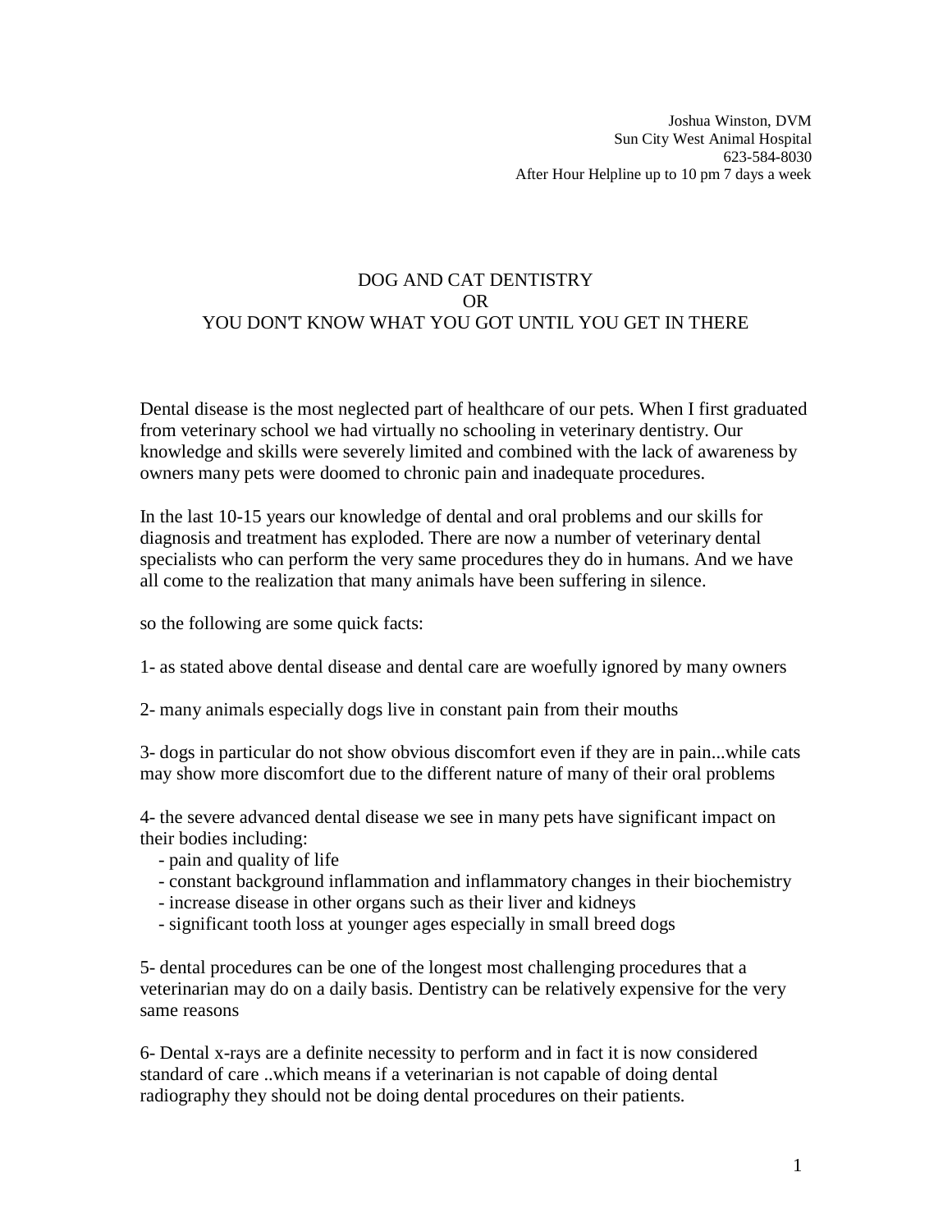Joshua Winston, DVM
Sun City West Animal Hospital
623-584-8030
After Hour Helpline up to 10 pm 7 days a week

# DOG AND CAT DENTISTRY
# OR
# YOU DON'T KNOW WHAT YOU GOT UNTIL YOU GET IN THERE

Dental disease is the most neglected part of healthcare of our pets. When I first graduated from veterinary school we had virtually no schooling in veterinary dentistry. Our knowledge and skills were severely limited and combined with the lack of awareness by owners many pets were doomed to chronic pain and inadequate procedures.

In the last 10-15 years our knowledge of dental and oral problems and our skills for diagnosis and treatment has exploded. There are now a number of veterinary dental specialists who can perform the very same procedures they do in humans. And we have all come to the realization that many animals have been suffering in silence.

so the following are some quick facts:

1- as stated above dental disease and dental care are woefully ignored by many owners

2- many animals especially dogs live in constant pain from their mouths

3- dogs in particular do not show obvious discomfort even if they are in pain...while cats may show more discomfort due to the different nature of many of their oral problems

4- the severe advanced dental disease we see in many pets have significant impact on their bodies including:
- pain and quality of life
- constant background inflammation and inflammatory changes in their biochemistry
- increase disease in other organs such as their liver and kidneys
- significant tooth loss at younger ages especially in small breed dogs

5- dental procedures can be one of the longest most challenging procedures that a veterinarian may do on a daily basis. Dentistry can be relatively expensive for the very same reasons

6- Dental x-rays are a definite necessity to perform and in fact it is now considered standard of care ..which means if a veterinarian is not capable of doing dental radiography they should not be doing dental procedures on their patients.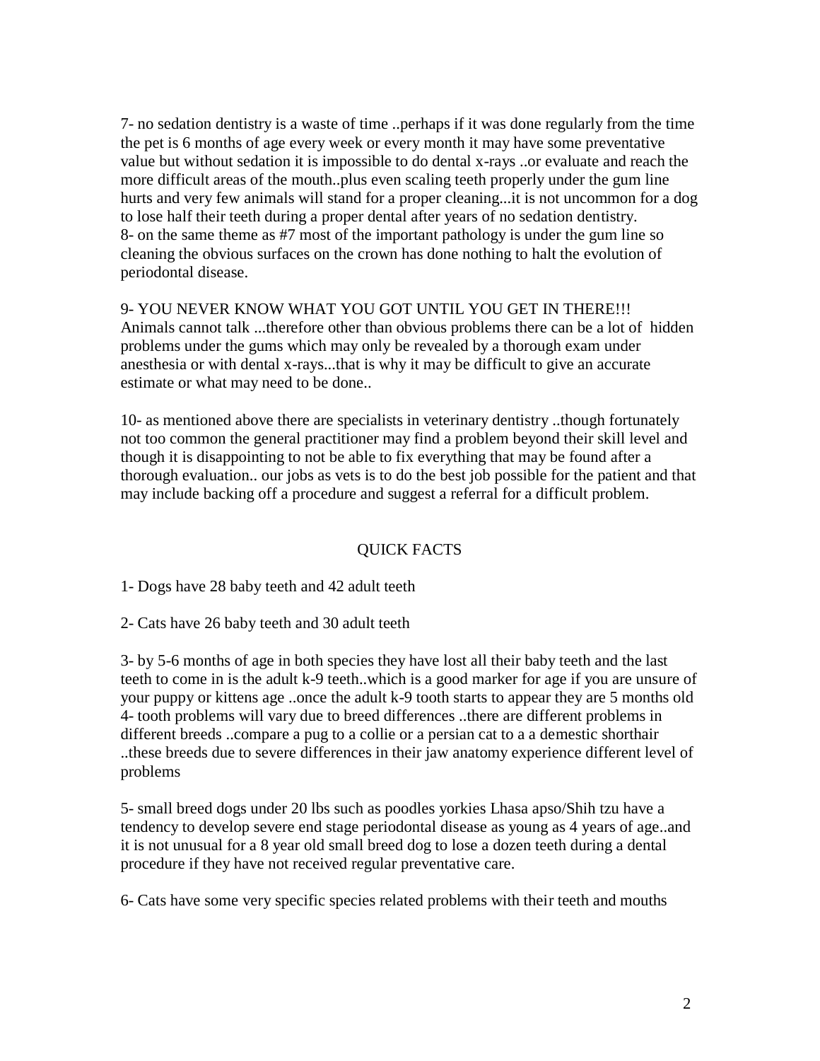7- no sedation dentistry is a waste of time ..perhaps if it was done regularly from the time the pet is 6 months of age every week or every month it may have some preventative value but without sedation it is impossible to do dental x-rays ..or evaluate and reach the more difficult areas of the mouth..plus even scaling teeth properly under the gum line hurts and very few animals will stand for a proper cleaning...it is not uncommon for a dog to lose half their teeth during a proper dental after years of no sedation dentistry.
8- on the same theme as #7 most of the important pathology is under the gum line so cleaning the obvious surfaces on the crown has done nothing to halt the evolution of periodontal disease.

9- YOU NEVER KNOW WHAT YOU GOT UNTIL YOU GET IN THERE!!!
Animals cannot talk ...therefore other than obvious problems there can be a lot of hidden problems under the gums which may only be revealed by a thorough exam under anesthesia or with dental x-rays...that is why it may be difficult to give an accurate estimate or what may need to be done..

10- as mentioned above there are specialists in veterinary dentistry ..though fortunately not too common the general practitioner may find a problem beyond their skill level and though it is disappointing to not be able to fix everything that may be found after a thorough evaluation.. our jobs as vets is to do the best job possible for the patient and that may include backing off a procedure and suggest a referral for a difficult problem.

## QUICK FACTS

1- Dogs have 28 baby teeth and 42 adult teeth

2- Cats have 26 baby teeth and 30 adult teeth

3- by 5-6 months of age in both species they have lost all their baby teeth and the last teeth to come in is the adult k-9 teeth..which is a good marker for age if you are unsure of your puppy or kittens age ..once the adult k-9 tooth starts to appear they are 5 months old
4- tooth problems will vary due to breed differences ..there are different problems in different breeds ..compare a pug to a collie or a persian cat to a a demestic shorthair ..these breeds due to severe differences in their jaw anatomy experience different level of problems

5- small breed dogs under 20 lbs such as poodles yorkies Lhasa apso/Shih tzu have a tendency to develop severe end stage periodontal disease as young as 4 years of age..and it is not unusual for a 8 year old small breed dog to lose a dozen teeth during a dental procedure if they have not received regular preventative care.

6- Cats have some very specific species related problems with their teeth and mouths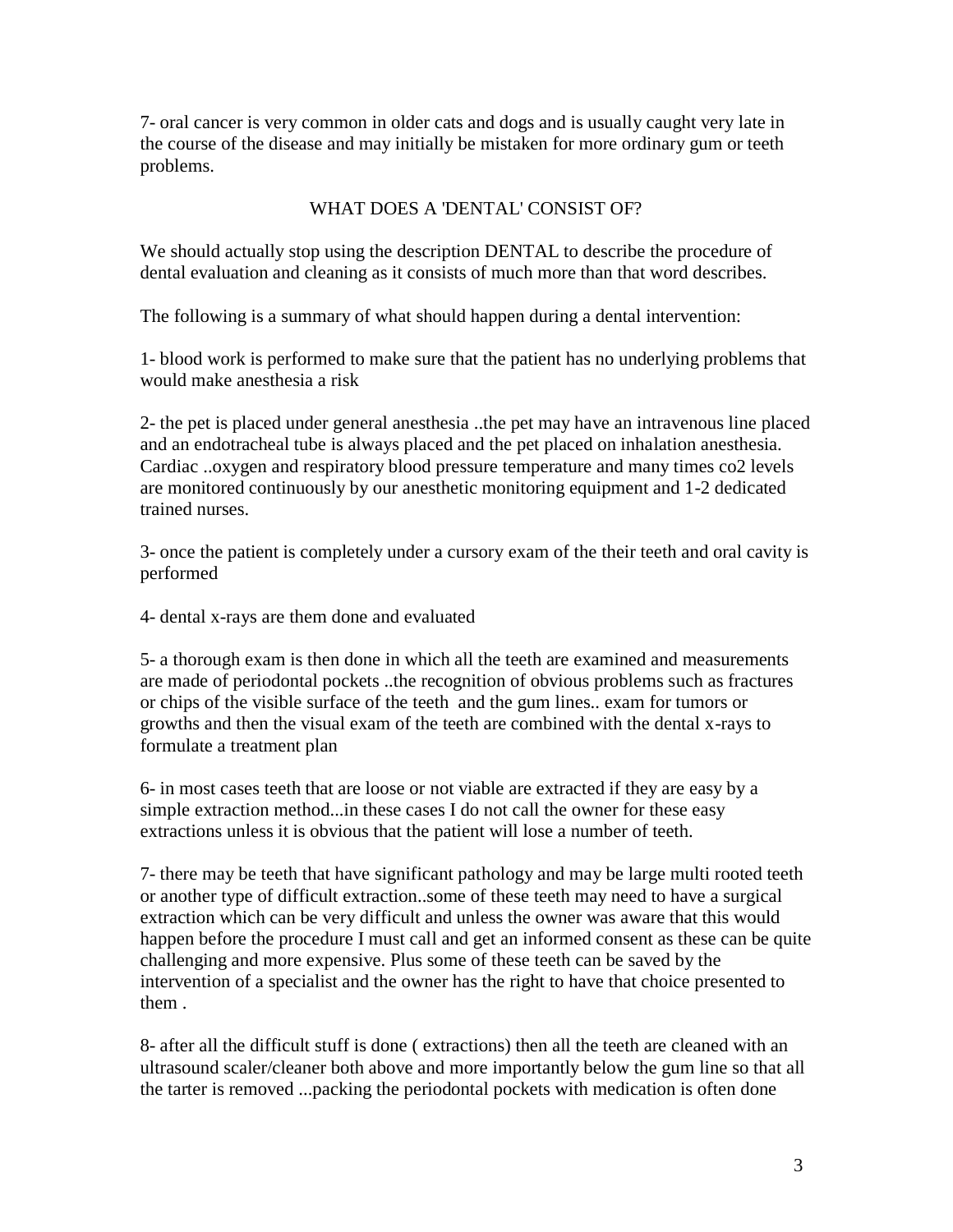7- oral cancer is very common in older cats and dogs and is usually caught very late in the course of the disease and may initially be mistaken for more ordinary gum or teeth problems.

## WHAT DOES A 'DENTAL' CONSIST OF?

We should actually stop using the description DENTAL to describe the procedure of dental evaluation and cleaning as it consists of much more than that word describes.

The following is a summary of what should happen during a dental intervention:

1- blood work is performed to make sure that the patient has no underlying problems that would make anesthesia a risk

2- the pet is placed under general anesthesia ..the pet may have an intravenous line placed and an endotracheal tube is always placed and the pet placed on inhalation anesthesia. Cardiac ..oxygen and respiratory blood pressure temperature and many times co2 levels are monitored continuously by our anesthetic monitoring equipment and 1-2 dedicated trained nurses.

3- once the patient is completely under a cursory exam of the their teeth and oral cavity is performed

4- dental x-rays are them done and evaluated

5- a thorough exam is then done in which all the teeth are examined and measurements are made of periodontal pockets ..the recognition of obvious problems such as fractures or chips of the visible surface of the teeth and the gum lines.. exam for tumors or growths and then the visual exam of the teeth are combined with the dental x-rays to formulate a treatment plan

6- in most cases teeth that are loose or not viable are extracted if they are easy by a simple extraction method...in these cases I do not call the owner for these easy extractions unless it is obvious that the patient will lose a number of teeth.

7- there may be teeth that have significant pathology and may be large multi rooted teeth or another type of difficult extraction..some of these teeth may need to have a surgical extraction which can be very difficult and unless the owner was aware that this would happen before the procedure I must call and get an informed consent as these can be quite challenging and more expensive. Plus some of these teeth can be saved by the intervention of a specialist and the owner has the right to have that choice presented to them .

8- after all the difficult stuff is done ( extractions) then all the teeth are cleaned with an ultrasound scaler/cleaner both above and more importantly below the gum line so that all the tarter is removed ...packing the periodontal pockets with medication is often done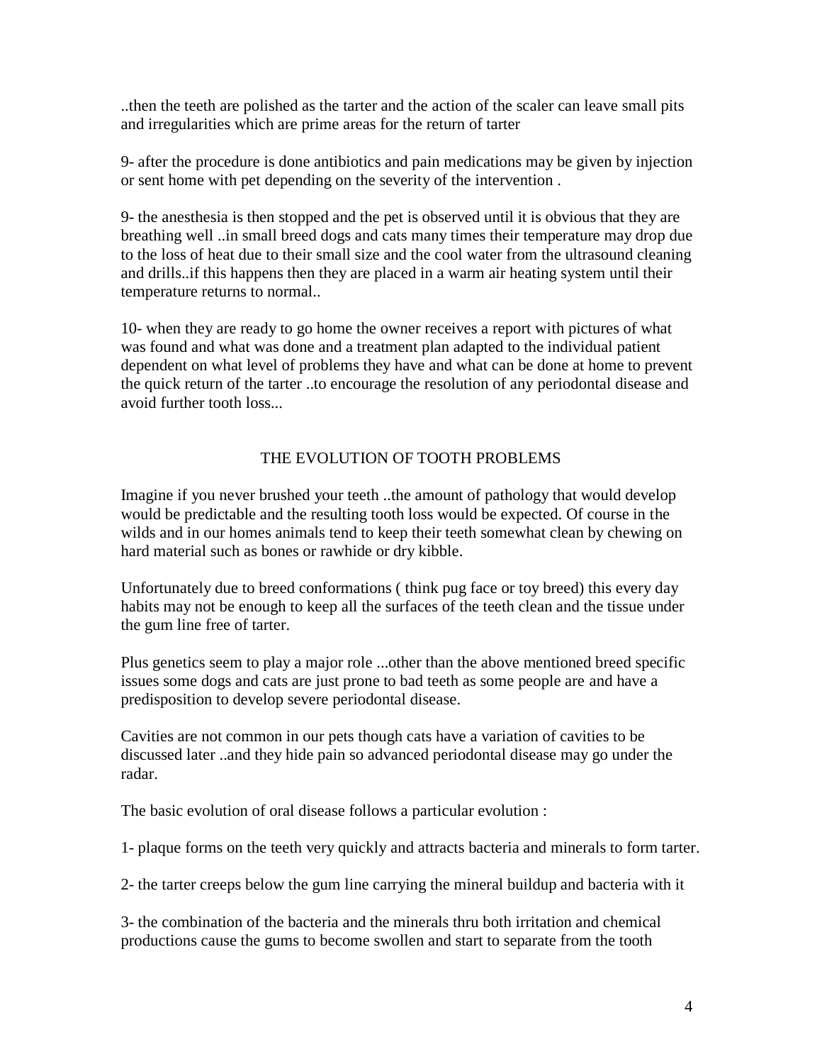..then the teeth are polished as the tarter and the action of the scaler can leave small pits and irregularities which are prime areas for the return of tarter

9- after the procedure is done antibiotics and pain medications may be given by injection or sent home with pet depending on the severity of the intervention .

9- the anesthesia is then stopped and the pet is observed until it is obvious that they are breathing well ..in small breed dogs and cats many times their temperature may drop due to the loss of heat due to their small size and the cool water from the ultrasound cleaning and drills..if this happens then they are placed in a warm air heating system until their temperature returns to normal..

10- when they are ready to go home the owner receives a report with pictures of what was found and what was done and a treatment plan adapted to the individual patient dependent on what level of problems they have and what can be done at home to prevent the quick return of the tarter ..to encourage the resolution of any periodontal disease and avoid further tooth loss...

## THE EVOLUTION OF TOOTH PROBLEMS

Imagine if you never brushed your teeth ..the amount of pathology that would develop would be predictable and the resulting tooth loss would be expected. Of course in the wilds and in our homes animals tend to keep their teeth somewhat clean by chewing on hard material such as bones or rawhide or dry kibble.

Unfortunately due to breed conformations ( think pug face or toy breed) this every day habits may not be enough to keep all the surfaces of the teeth clean and the tissue under the gum line free of tarter.

Plus genetics seem to play a major role ...other than the above mentioned breed specific issues some dogs and cats are just prone to bad teeth as some people are and have a predisposition to develop severe periodontal disease.

Cavities are not common in our pets though cats have a variation of cavities to be discussed later ..and they hide pain so advanced periodontal disease may go under the radar.

The basic evolution of oral disease follows a particular evolution :

1- plaque forms on the teeth very quickly and attracts bacteria and minerals to form tarter.

2- the tarter creeps below the gum line carrying the mineral buildup and bacteria with it

3- the combination of the bacteria and the minerals thru both irritation and chemical productions cause the gums to become swollen and start to separate from the tooth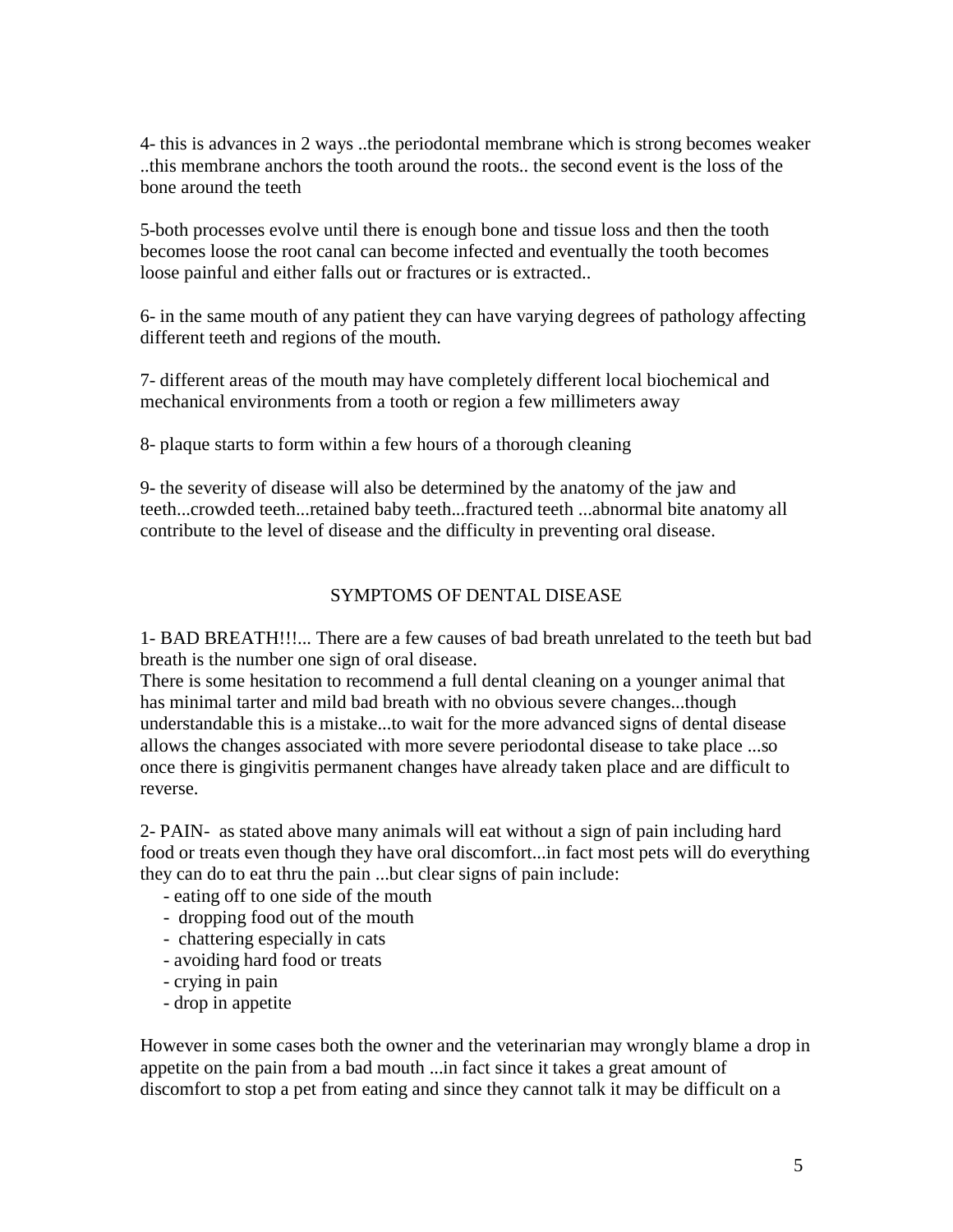4- this is advances in 2 ways ..the periodontal membrane which is strong becomes weaker ..this membrane anchors the tooth around the roots.. the second event is the loss of the bone around the teeth

5-both processes evolve until there is enough bone and tissue loss and then the tooth becomes loose the root canal can become infected and eventually the tooth becomes loose painful and either falls out or fractures or is extracted..

6- in the same mouth of any patient they can have varying degrees of pathology affecting different teeth and regions of the mouth.

7- different areas of the mouth may have completely different local biochemical and mechanical environments from a tooth or region a few millimeters away

8- plaque starts to form within a few hours of a thorough cleaning

9- the severity of disease will also be determined by the anatomy of the jaw and teeth...crowded teeth...retained baby teeth...fractured teeth ...abnormal bite anatomy all contribute to the level of disease and the difficulty in preventing oral disease.

## SYMPTOMS OF DENTAL DISEASE

1- BAD BREATH!!!... There are a few causes of bad breath unrelated to the teeth but bad breath is the number one sign of oral disease.
There is some hesitation to recommend a full dental cleaning on a younger animal that has minimal tarter and mild bad breath with no obvious severe changes...though understandable this is a mistake...to wait for the more advanced signs of dental disease allows the changes associated with more severe periodontal disease to take place ...so once there is gingivitis permanent changes have already taken place and are difficult to reverse.

2- PAIN- as stated above many animals will eat without a sign of pain including hard food or treats even though they have oral discomfort...in fact most pets will do everything they can do to eat thru the pain ...but clear signs of pain include:

- eating off to one side of the mouth
- dropping food out of the mouth
- chattering especially in cats
- avoiding hard food or treats
- crying in pain
- drop in appetite

However in some cases both the owner and the veterinarian may wrongly blame a drop in appetite on the pain from a bad mouth ...in fact since it takes a great amount of discomfort to stop a pet from eating and since they cannot talk it may be difficult on a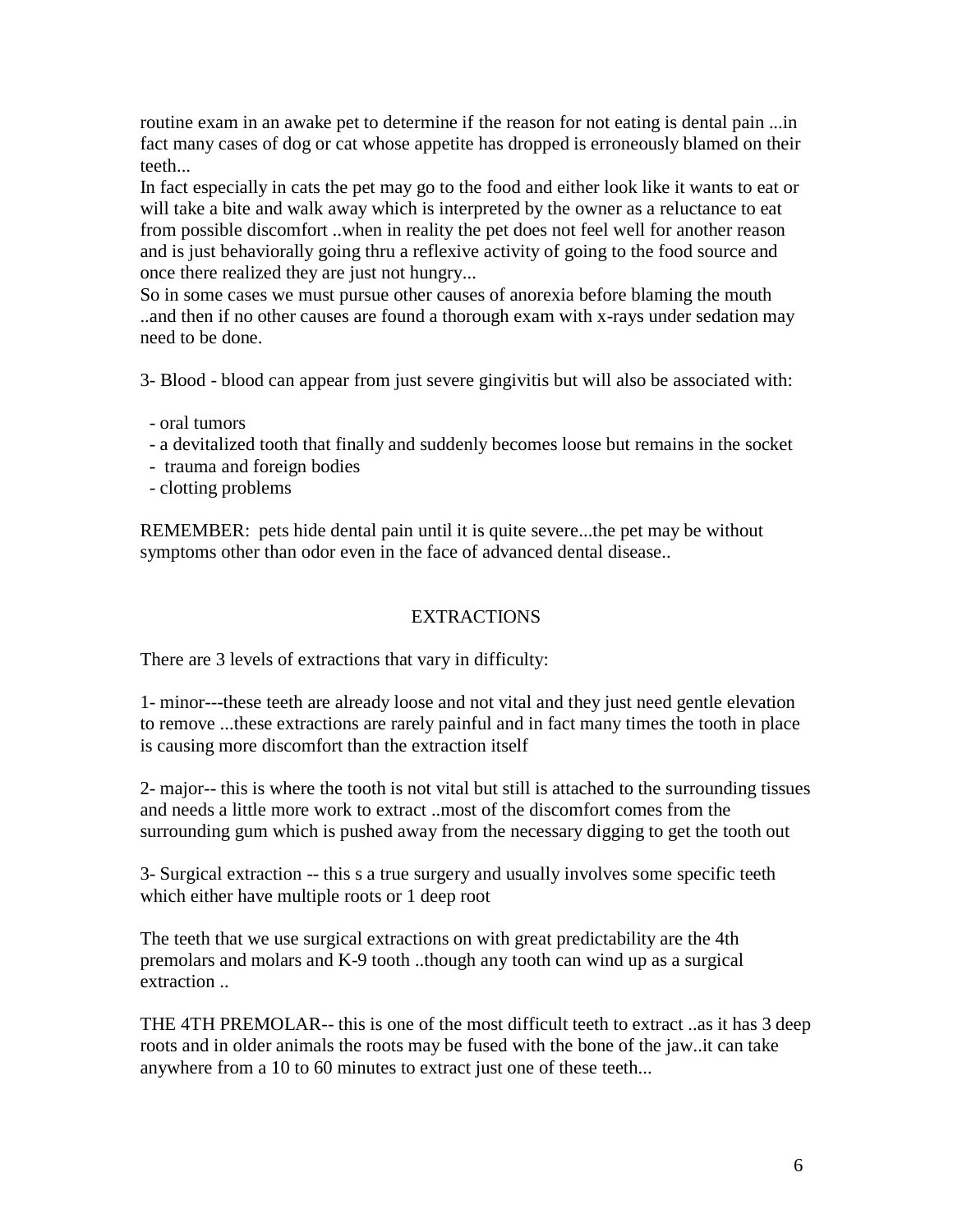routine exam in an awake pet to determine if the reason for not eating is dental pain ...in fact many cases of dog or cat whose appetite has dropped is erroneously blamed on their teeth...

In fact especially in cats the pet may go to the food and either look like it wants to eat or will take a bite and walk away which is interpreted by the owner as a reluctance to eat from possible discomfort ..when in reality the pet does not feel well for another reason and is just behaviorally going thru a reflexive activity of going to the food source and once there realized they are just not hungry...

So in some cases we must pursue other causes of anorexia before blaming the mouth ..and then if no other causes are found a thorough exam with x-rays under sedation may need to be done.

3- Blood - blood can appear from just severe gingivitis but will also be associated with:

- oral tumors
- a devitalized tooth that finally and suddenly becomes loose but remains in the socket
- trauma and foreign bodies
- clotting problems

REMEMBER: pets hide dental pain until it is quite severe...the pet may be without symptoms other than odor even in the face of advanced dental disease..

## EXTRACTIONS

There are 3 levels of extractions that vary in difficulty:

1- minor---these teeth are already loose and not vital and they just need gentle elevation to remove ...these extractions are rarely painful and in fact many times the tooth in place is causing more discomfort than the extraction itself

2- major-- this is where the tooth is not vital but still is attached to the surrounding tissues and needs a little more work to extract ..most of the discomfort comes from the surrounding gum which is pushed away from the necessary digging to get the tooth out

3- Surgical extraction -- this s a true surgery and usually involves some specific teeth which either have multiple roots or 1 deep root

The teeth that we use surgical extractions on with great predictability are the 4th premolars and molars and K-9 tooth ..though any tooth can wind up as a surgical extraction ..

THE 4TH PREMOLAR-- this is one of the most difficult teeth to extract ..as it has 3 deep roots and in older animals the roots may be fused with the bone of the jaw..it can take anywhere from a 10 to 60 minutes to extract just one of these teeth...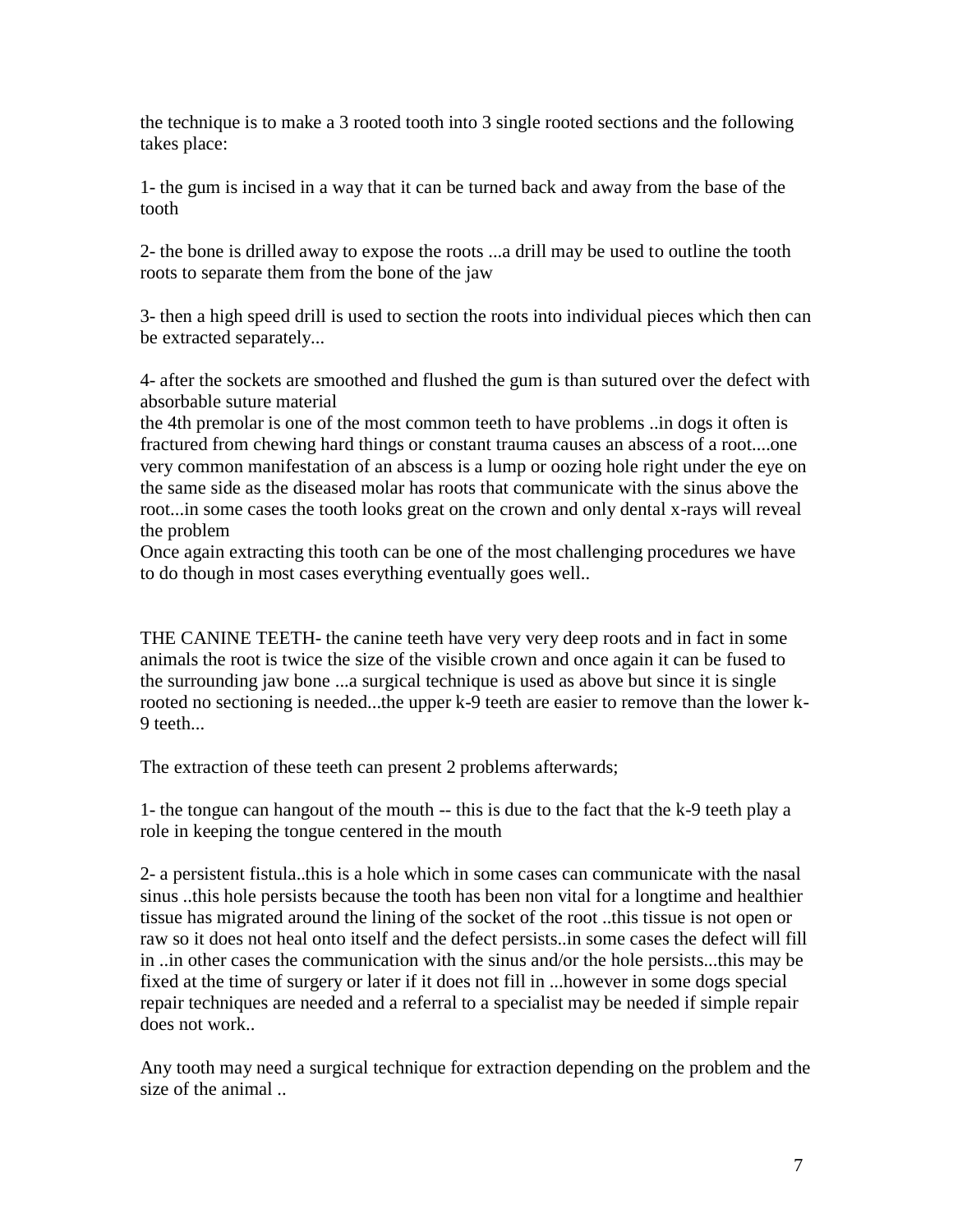the technique is to make a 3 rooted tooth into 3 single rooted sections and the following takes place:

1- the gum is incised in a way that it can be turned back and away from the base of the tooth

2- the bone is drilled away to expose the roots ...a drill may be used to outline the tooth roots to separate them from the bone of the jaw

3- then a high speed drill is used to section the roots into individual pieces which then can be extracted separately...

4- after the sockets are smoothed and flushed the gum is than sutured over the defect with absorbable suture material
the 4th premolar is one of the most common teeth to have problems ..in dogs it often is fractured from chewing hard things or constant trauma causes an abscess of a root....one very common manifestation of an abscess is a lump or oozing hole right under the eye on the same side as the diseased molar has roots that communicate with the sinus above the root...in some cases the tooth looks great on the crown and only dental x-rays will reveal the problem
Once again extracting this tooth can be one of the most challenging procedures we have to do though in most cases everything eventually goes well..

THE CANINE TEETH- the canine teeth have very very deep roots and in fact in some animals the root is twice the size of the visible crown and once again it can be fused to the surrounding jaw bone ...a surgical technique is used as above but since it is single rooted no sectioning is needed...the upper k-9 teeth are easier to remove than the lower k-9 teeth...

The extraction of these teeth can present 2 problems afterwards;

1- the tongue can hangout of the mouth -- this is due to the fact that the k-9 teeth play a role in keeping the tongue centered in the mouth

2- a persistent fistula..this is a hole which in some cases can communicate with the nasal sinus ..this hole persists because the tooth has been non vital for a longtime and healthier tissue has migrated around the lining of the socket of the root ..this tissue is not open or raw so it does not heal onto itself and the defect persists..in some cases the defect will fill in ..in other cases the communication with the sinus and/or the hole persists...this may be fixed at the time of surgery or later if it does not fill in ...however in some dogs special repair techniques are needed and a referral to a specialist may be needed if simple repair does not work..

Any tooth may need a surgical technique for extraction depending on the problem and the size of the animal ..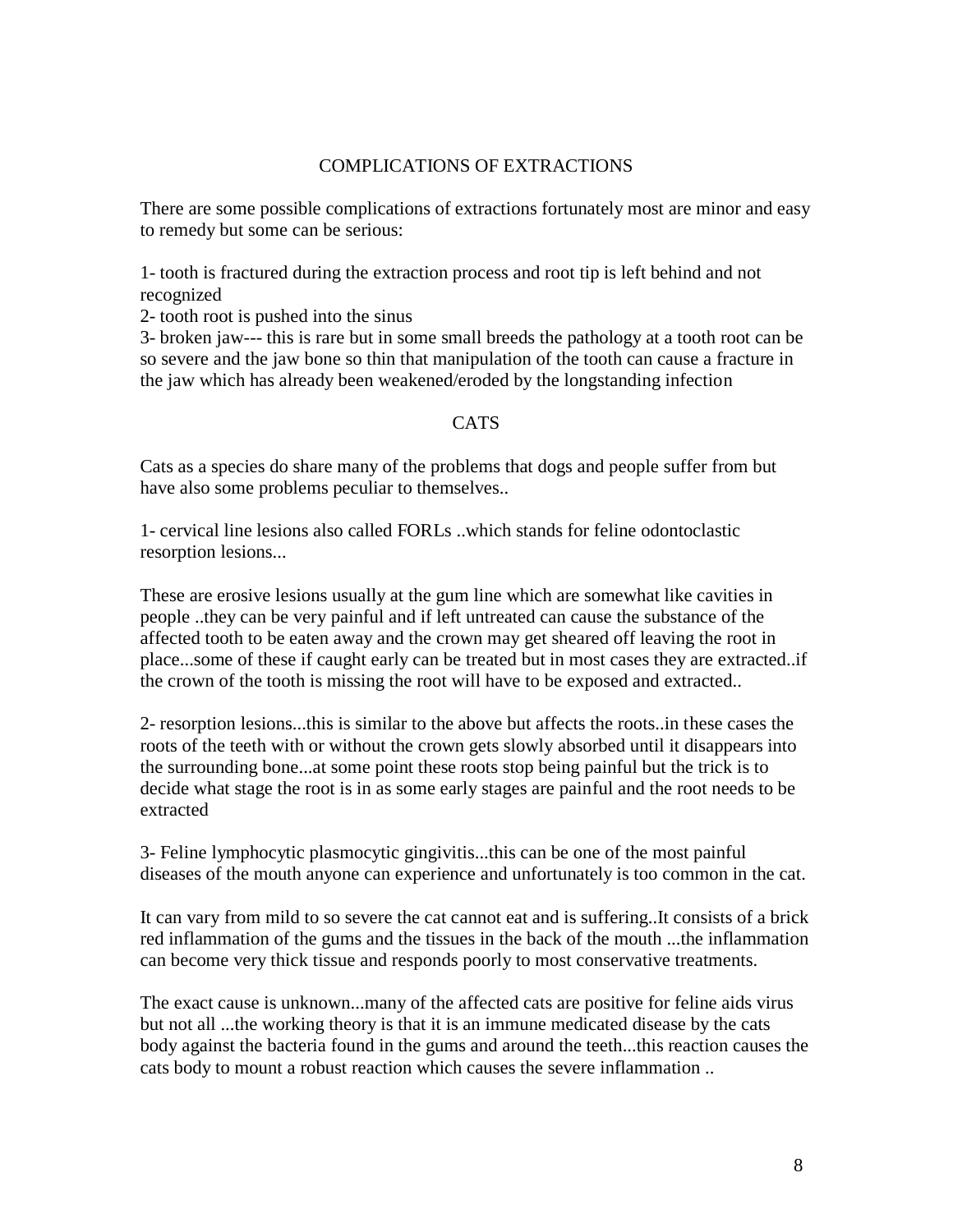## COMPLICATIONS OF EXTRACTIONS

There are some possible complications of extractions fortunately most are minor and easy to remedy but some can be serious:

1- tooth is fractured during the extraction process and root tip is left behind and not recognized
2- tooth root is pushed into the sinus
3- broken jaw--- this is rare but in some small breeds the pathology at a tooth root can be so severe and the jaw bone so thin that manipulation of the tooth can cause a fracture in the jaw which has already been weakened/eroded by the longstanding infection

## CATS

Cats as a species do share many of the problems that dogs and people suffer from but have also some problems peculiar to themselves..

1- cervical line lesions also called FORLs ..which stands for feline odontoclastic resorption lesions...

These are erosive lesions usually at the gum line which are somewhat like cavities in people ..they can be very painful and if left untreated can cause the substance of the affected tooth to be eaten away and the crown may get sheared off leaving the root in place...some of these if caught early can be treated but in most cases they are extracted..if the crown of the tooth is missing the root will have to be exposed and extracted..

2- resorption lesions...this is similar to the above but affects the roots..in these cases the roots of the teeth with or without the crown gets slowly absorbed until it disappears into the surrounding bone...at some point these roots stop being painful but the trick is to decide what stage the root is in as some early stages are painful and the root needs to be extracted

3- Feline lymphocytic plasmocytic gingivitis...this can be one of the most painful diseases of the mouth anyone can experience and unfortunately is too common in the cat.

It can vary from mild to so severe the cat cannot eat and is suffering..It consists of a brick red inflammation of the gums and the tissues in the back of the mouth ...the inflammation can become very thick tissue and responds poorly to most conservative treatments.

The exact cause is unknown...many of the affected cats are positive for feline aids virus but not all ...the working theory is that it is an immune medicated disease by the cats body against the bacteria found in the gums and around the teeth...this reaction causes the cats body to mount a robust reaction which causes the severe inflammation ..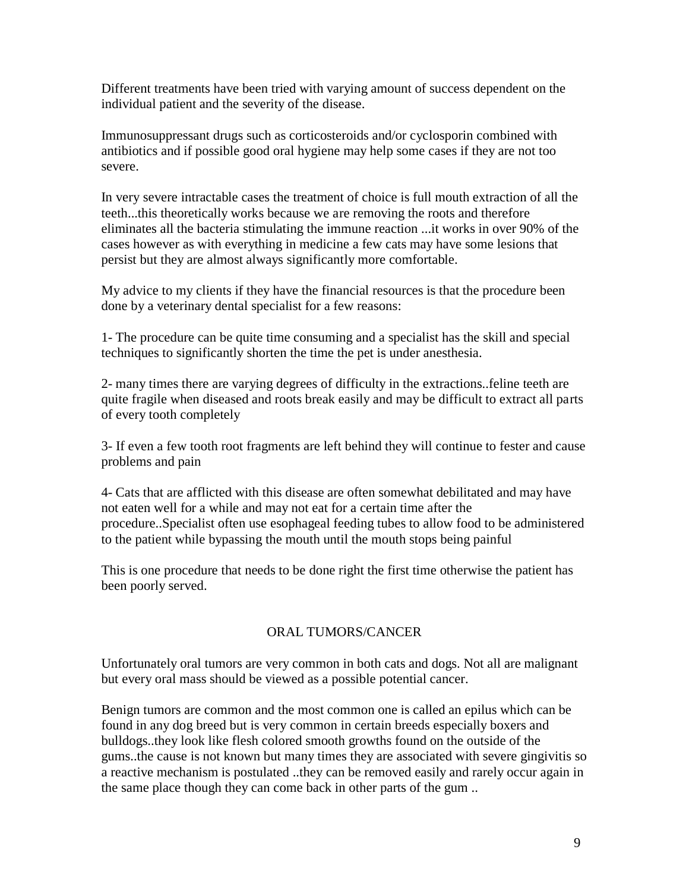Different treatments have been tried with varying amount of success dependent on the individual patient and the severity of the disease.

Immunosuppressant drugs such as corticosteroids and/or cyclosporin combined with antibiotics and if possible good oral hygiene may help some cases if they are not too severe.

In very severe intractable cases the treatment of choice is full mouth extraction of all the teeth...this theoretically works because we are removing the roots and therefore eliminates all the bacteria stimulating the immune reaction ...it works in over 90% of the cases however as with everything in medicine a few cats may have some lesions that persist but they are almost always significantly more comfortable.

My advice to my clients if they have the financial resources is that the procedure been done by a veterinary dental specialist for a few reasons:

1- The procedure can be quite time consuming and a specialist has the skill and special techniques to significantly shorten the time the pet is under anesthesia.

2- many times there are varying degrees of difficulty in the extractions..feline teeth are quite fragile when diseased and roots break easily and may be difficult to extract all parts of every tooth completely

3- If even a few tooth root fragments are left behind they will continue to fester and cause problems and pain

4- Cats that are afflicted with this disease are often somewhat debilitated and may have not eaten well for a while and may not eat for a certain time after the procedure..Specialist often use esophageal feeding tubes to allow food to be administered to the patient while bypassing the mouth until the mouth stops being painful

This is one procedure that needs to be done right the first time otherwise the patient has been poorly served.

## ORAL TUMORS/CANCER

Unfortunately oral tumors are very common in both cats and dogs. Not all are malignant but every oral mass should be viewed as a possible potential cancer.

Benign tumors are common and the most common one is called an epilus which can be found in any dog breed but is very common in certain breeds especially boxers and bulldogs..they look like flesh colored smooth growths found on the outside of the gums..the cause is not known but many times they are associated with severe gingivitis so a reactive mechanism is postulated ..they can be removed easily and rarely occur again in the same place though they can come back in other parts of the gum ..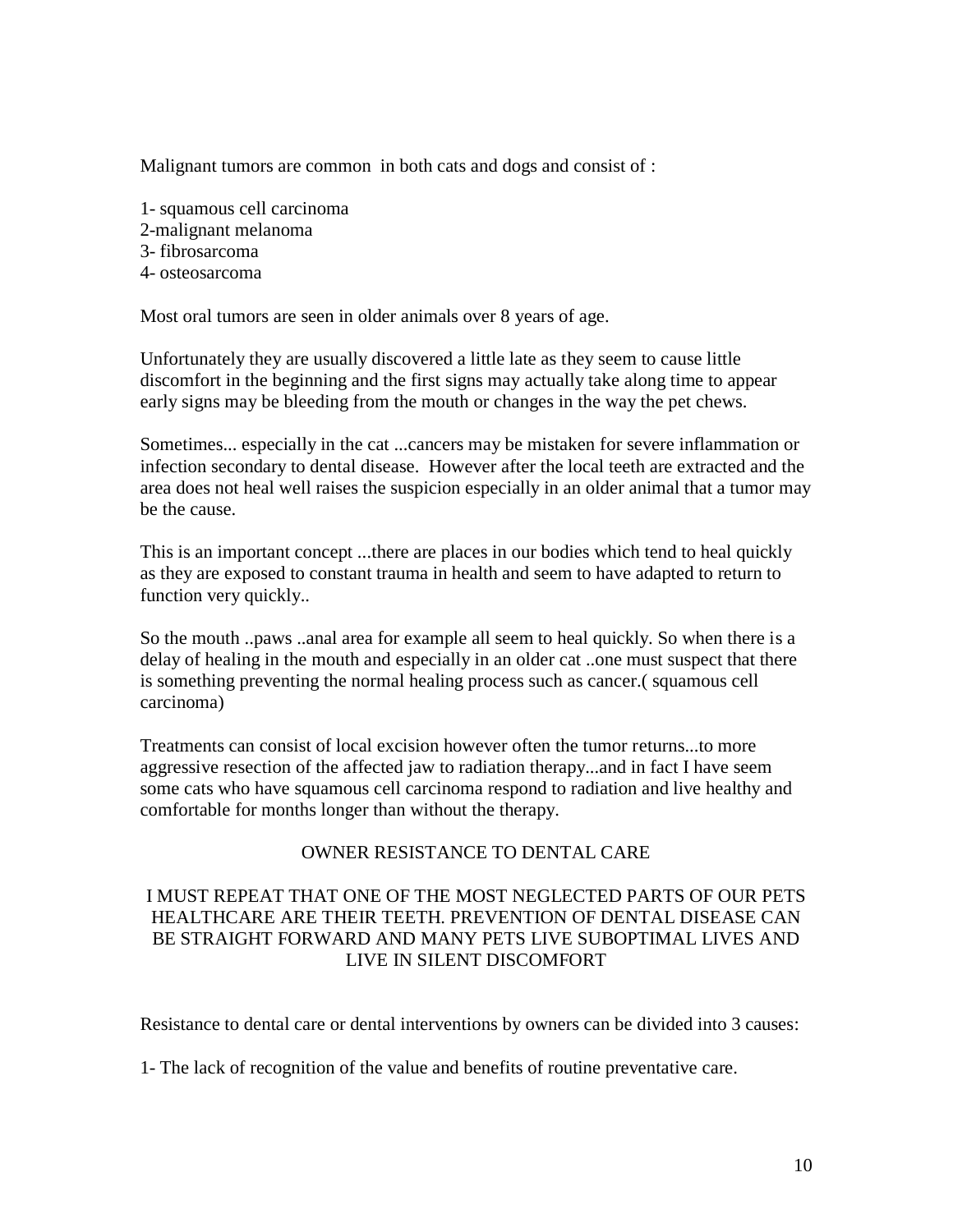Malignant tumors are common in both cats and dogs and consist of :

1- squamous cell carcinoma
2-malignant melanoma
3- fibrosarcoma
4- osteosarcoma

Most oral tumors are seen in older animals over 8 years of age.

Unfortunately they are usually discovered a little late as they seem to cause little discomfort in the beginning and the first signs may actually take along time to appear early signs may be bleeding from the mouth or changes in the way the pet chews.

Sometimes... especially in the cat ...cancers may be mistaken for severe inflammation or infection secondary to dental disease. However after the local teeth are extracted and the area does not heal well raises the suspicion especially in an older animal that a tumor may be the cause.

This is an important concept ...there are places in our bodies which tend to heal quickly as they are exposed to constant trauma in health and seem to have adapted to return to function very quickly..

So the mouth ..paws ..anal area for example all seem to heal quickly. So when there is a delay of healing in the mouth and especially in an older cat ..one must suspect that there is something preventing the normal healing process such as cancer.( squamous cell carcinoma)

Treatments can consist of local excision however often the tumor returns...to more aggressive resection of the affected jaw to radiation therapy...and in fact I have seem some cats who have squamous cell carcinoma respond to radiation and live healthy and comfortable for months longer than without the therapy.

## OWNER RESISTANCE TO DENTAL CARE

I MUST REPEAT THAT ONE OF THE MOST NEGLECTED PARTS OF OUR PETS HEALTHCARE ARE THEIR TEETH. PREVENTION OF DENTAL DISEASE CAN BE STRAIGHT FORWARD AND MANY PETS LIVE SUBOPTIMAL LIVES AND LIVE IN SILENT DISCOMFORT

Resistance to dental care or dental interventions by owners can be divided into 3 causes:

1- The lack of recognition of the value and benefits of routine preventative care.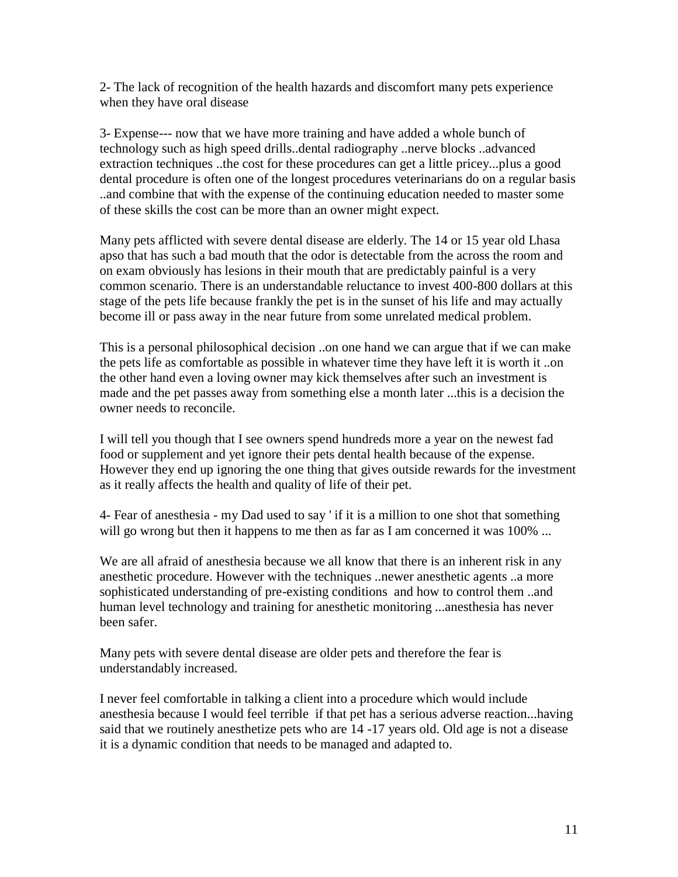2- The lack of recognition of the health hazards and discomfort many pets experience when they have oral disease

3- Expense--- now that we have more training and have added a whole bunch of technology such as high speed drills..dental radiography ..nerve blocks ..advanced extraction techniques ..the cost for these procedures can get a little pricey...plus a good dental procedure is often one of the longest procedures veterinarians do on a regular basis ..and combine that with the expense of the continuing education needed to master some of these skills the cost can be more than an owner might expect.

Many pets afflicted with severe dental disease are elderly. The 14 or 15 year old Lhasa apso that has such a bad mouth that the odor is detectable from the across the room and on exam obviously has lesions in their mouth that are predictably painful is a very common scenario. There is an understandable reluctance to invest 400-800 dollars at this stage of the pets life because frankly the pet is in the sunset of his life and may actually become ill or pass away in the near future from some unrelated medical problem.

This is a personal philosophical decision ..on one hand we can argue that if we can make the pets life as comfortable as possible in whatever time they have left it is worth it ..on the other hand even a loving owner may kick themselves after such an investment is made and the pet passes away from something else a month later ...this is a decision the owner needs to reconcile.

I will tell you though that I see owners spend hundreds more a year on the newest fad food or supplement and yet ignore their pets dental health because of the expense. However they end up ignoring the one thing that gives outside rewards for the investment as it really affects the health and quality of life of their pet.

4- Fear of anesthesia - my Dad used to say ' if it is a million to one shot that something will go wrong but then it happens to me then as far as I am concerned it was 100% ...

We are all afraid of anesthesia because we all know that there is an inherent risk in any anesthetic procedure. However with the techniques ..newer anesthetic agents ..a more sophisticated understanding of pre-existing conditions and how to control them ..and human level technology and training for anesthetic monitoring ...anesthesia has never been safer.

Many pets with severe dental disease are older pets and therefore the fear is understandably increased.

I never feel comfortable in talking a client into a procedure which would include anesthesia because I would feel terrible if that pet has a serious adverse reaction...having said that we routinely anesthetize pets who are 14 -17 years old. Old age is not a disease it is a dynamic condition that needs to be managed and adapted to.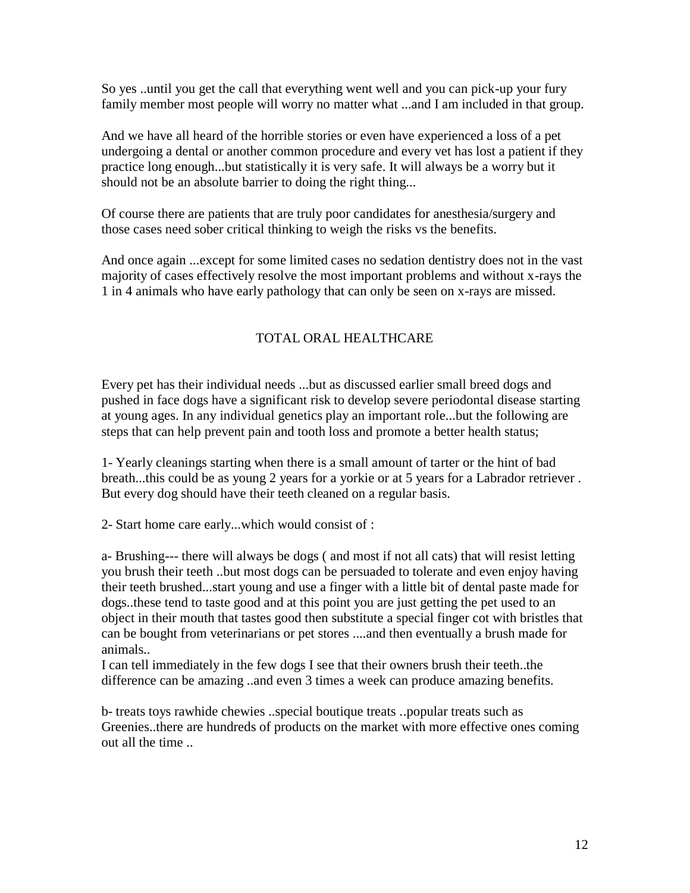So yes ..until you get the call that everything went well and you can pick-up your fury family member most people will worry no matter what ...and I am included in that group.

And we have all heard of the horrible stories or even have experienced a loss of a pet undergoing a dental or another common procedure and every vet has lost a patient if they practice long enough...but statistically it is very safe. It will always be a worry but it should not be an absolute barrier to doing the right thing...

Of course there are patients that are truly poor candidates for anesthesia/surgery and those cases need sober critical thinking to weigh the risks vs the benefits.

And once again ...except for some limited cases no sedation dentistry does not in the vast majority of cases effectively resolve the most important problems and without x-rays the 1 in 4 animals who have early pathology that can only be seen on x-rays are missed.

## TOTAL ORAL HEALTHCARE

Every pet has their individual needs ...but as discussed earlier small breed dogs and pushed in face dogs have a significant risk to develop severe periodontal disease starting at young ages. In any individual genetics play an important role...but the following are steps that can help prevent pain and tooth loss and promote a better health status;

1- Yearly cleanings starting when there is a small amount of tarter or the hint of bad breath...this could be as young 2 years for a yorkie or at 5 years for a Labrador retriever . But every dog should have their teeth cleaned on a regular basis.

2- Start home care early...which would consist of :

a- Brushing--- there will always be dogs ( and most if not all cats) that will resist letting you brush their teeth ..but most dogs can be persuaded to tolerate and even enjoy having their teeth brushed...start young and use a finger with a little bit of dental paste made for dogs..these tend to taste good and at this point you are just getting the pet used to an object in their mouth that tastes good then substitute a special finger cot with bristles that can be bought from veterinarians or pet stores ....and then eventually a brush made for animals..
I can tell immediately in the few dogs I see that their owners brush their teeth..the difference can be amazing ..and even 3 times a week can produce amazing benefits.

b- treats toys rawhide chewies ..special boutique treats ..popular treats such as Greenies..there are hundreds of products on the market with more effective ones coming out all the time ..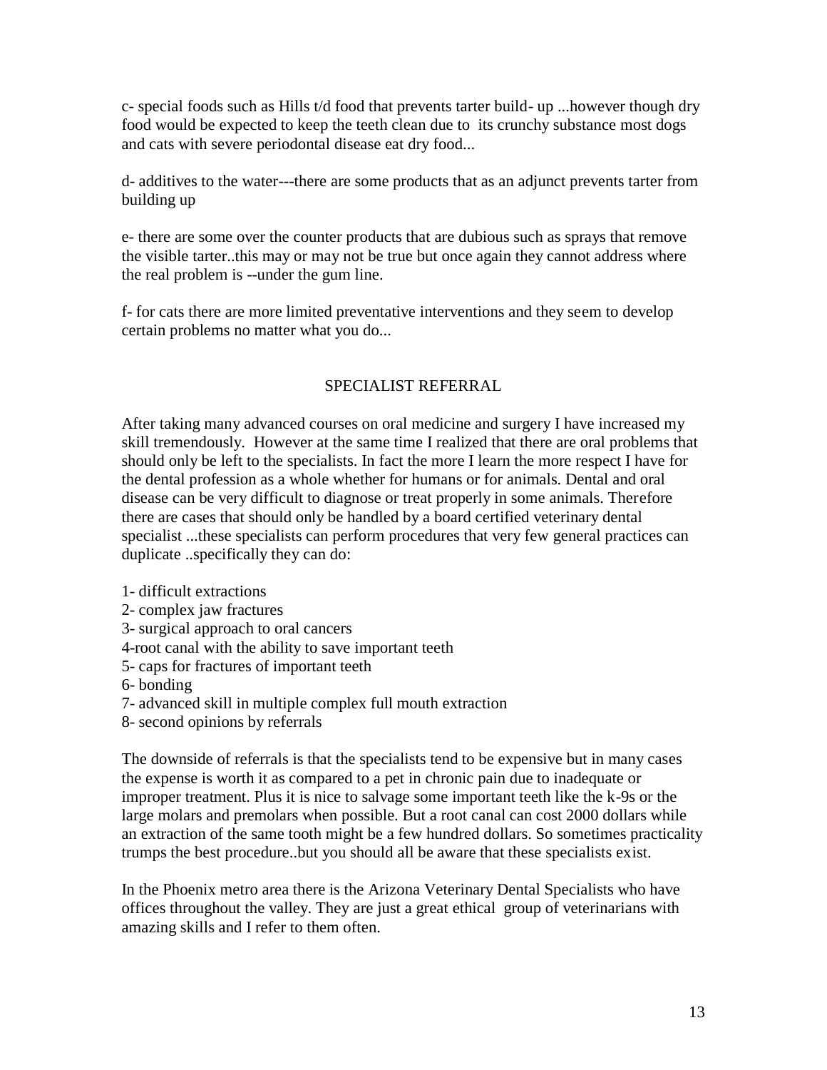c- special foods such as Hills t/d food that prevents tarter build- up ...however though dry food would be expected to keep the teeth clean due to its crunchy substance most dogs and cats with severe periodontal disease eat dry food...

d- additives to the water---there are some products that as an adjunct prevents tarter from building up

e- there are some over the counter products that are dubious such as sprays that remove the visible tarter..this may or may not be true but once again they cannot address where the real problem is --under the gum line.

f- for cats there are more limited preventative interventions and they seem to develop certain problems no matter what you do...

## SPECIALIST REFERRAL

After taking many advanced courses on oral medicine and surgery I have increased my skill tremendously. However at the same time I realized that there are oral problems that should only be left to the specialists. In fact the more I learn the more respect I have for the dental profession as a whole whether for humans or for animals. Dental and oral disease can be very difficult to diagnose or treat properly in some animals. Therefore there are cases that should only be handled by a board certified veterinary dental specialist ...these specialists can perform procedures that very few general practices can duplicate ..specifically they can do:

1- difficult extractions
2- complex jaw fractures
3- surgical approach to oral cancers
4-root canal with the ability to save important teeth
5- caps for fractures of important teeth
6- bonding
7- advanced skill in multiple complex full mouth extraction
8- second opinions by referrals

The downside of referrals is that the specialists tend to be expensive but in many cases the expense is worth it as compared to a pet in chronic pain due to inadequate or improper treatment. Plus it is nice to salvage some important teeth like the k-9s or the large molars and premolars when possible. But a root canal can cost 2000 dollars while an extraction of the same tooth might be a few hundred dollars. So sometimes practicality trumps the best procedure..but you should all be aware that these specialists exist.

In the Phoenix metro area there is the Arizona Veterinary Dental Specialists who have offices throughout the valley. They are just a great ethical group of veterinarians with amazing skills and I refer to them often.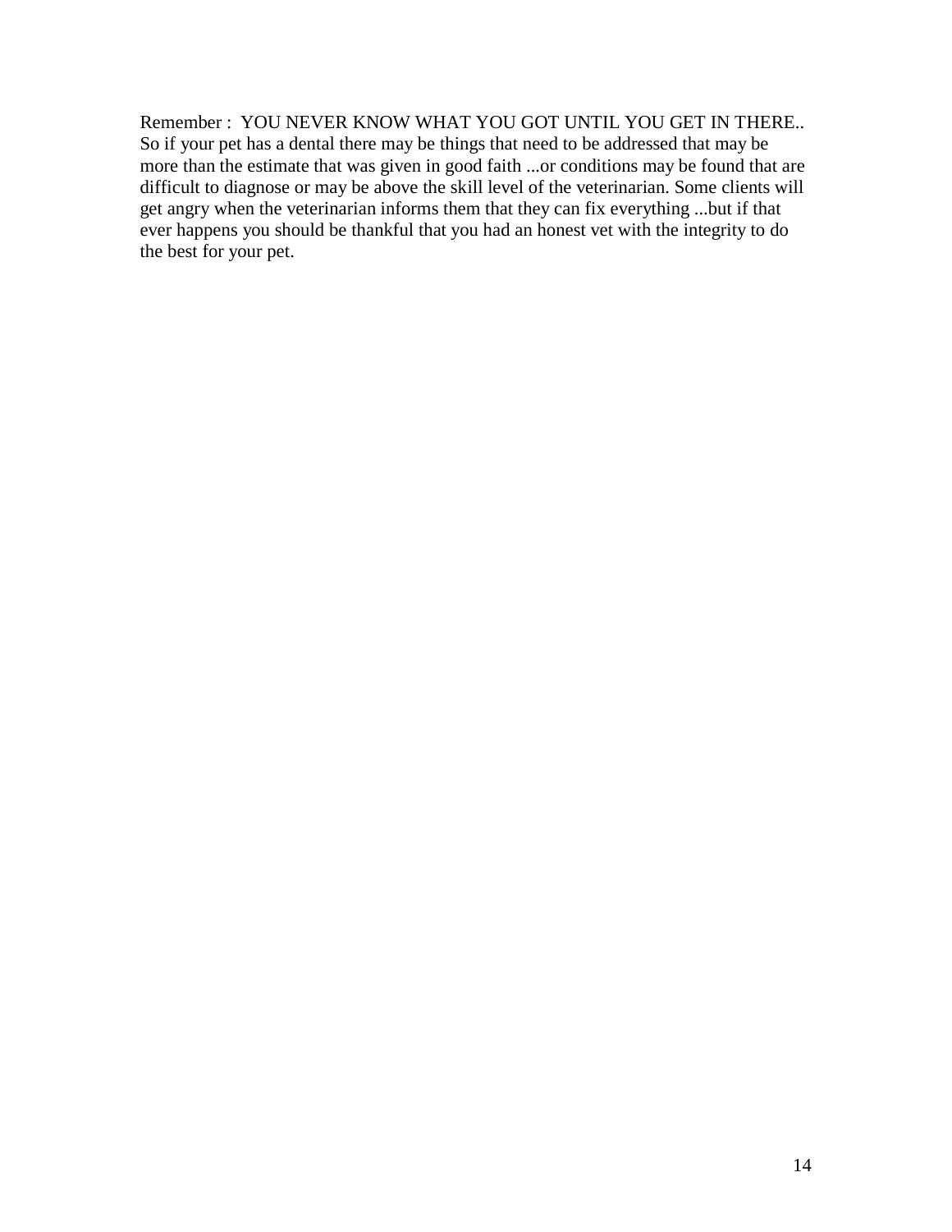Remember : YOU NEVER KNOW WHAT YOU GOT UNTIL YOU GET IN THERE.. So if your pet has a dental there may be things that need to be addressed that may be more than the estimate that was given in good faith ...or conditions may be found that are difficult to diagnose or may be above the skill level of the veterinarian. Some clients will get angry when the veterinarian informs them that they can fix everything ...but if that ever happens you should be thankful that you had an honest vet with the integrity to do the best for your pet.